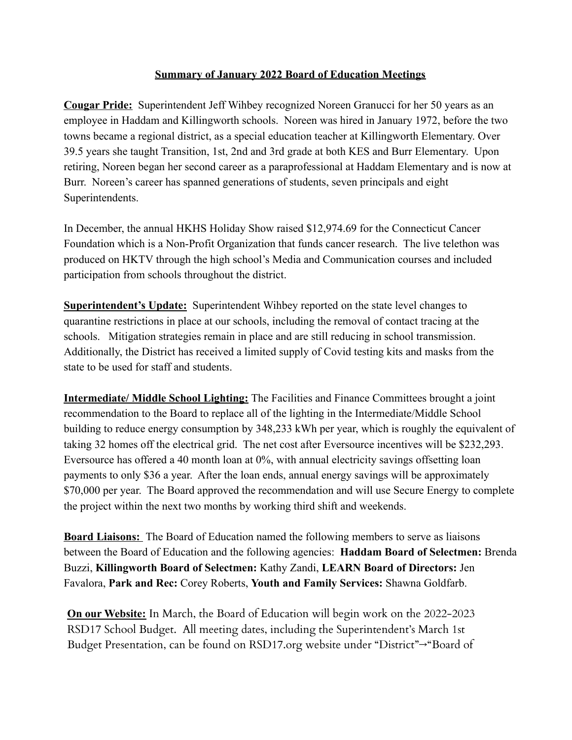# Summary of January 2022 Board of Education Meetings

**Cougar Pride:** Superintendent Jeff Wihbey recognized Noreen Granucci for her 50 years as an employee in Haddam and Killingworth schools. Noreen was hired in January 1972, before the two towns became a regional district, as a special education teacher at Killingworth Elementary. Over 39.5 years she taught Transition, 1st, 2nd and 3rd grade at both KES and Burr Elementary. Upon retiring, Noreen began her second career as a paraprofessional at Haddam Elementary and is now at Burr. Noreen's career has spanned generations of students, seven principals and eight Superintendents.

In December, the annual HKHS Holiday Show raised $12,974.69 for the Connecticut Cancer Foundation which is a Non-Profit Organization that funds cancer research. The live telethon was produced on HKTV through the high school's Media and Communication courses and included participation from schools throughout the district.

**Superintendent's Update:** Superintendent Wihbey reported on the state level changes to quarantine restrictions in place at our schools, including the removal of contact tracing at the schools. Mitigation strategies remain in place and are still reducing in school transmission. Additionally, the District has received a limited supply of Covid testing kits and masks from the state to be used for staff and students.

**Intermediate/ Middle School Lighting:** The Facilities and Finance Committees brought a joint recommendation to the Board to replace all of the lighting in the Intermediate/Middle School building to reduce energy consumption by 348,233 kWh per year, which is roughly the equivalent of taking 32 homes off the electrical grid. The net cost after Eversource incentives will be $232,293. Eversource has offered a 40 month loan at 0%, with annual electricity savings offsetting loan payments to only $36 a year. After the loan ends, annual energy savings will be approximately $70,000 per year. The Board approved the recommendation and will use Secure Energy to complete the project within the next two months by working third shift and weekends.

**Board Liaisons:** The Board of Education named the following members to serve as liaisons between the Board of Education and the following agencies: **Haddam Board of Selectmen:** Brenda Buzzi, **Killingworth Board of Selectmen:** Kathy Zandi, **LEARN Board of Directors:** Jen Favalora, **Park and Rec:** Corey Roberts, **Youth and Family Services:** Shawna Goldfarb.

**On our Website:** In March, the Board of Education will begin work on the 2022-2023 RSD17 School Budget. All meeting dates, including the Superintendent's March 1st Budget Presentation, can be found on RSD17.org website under "District"→"Board of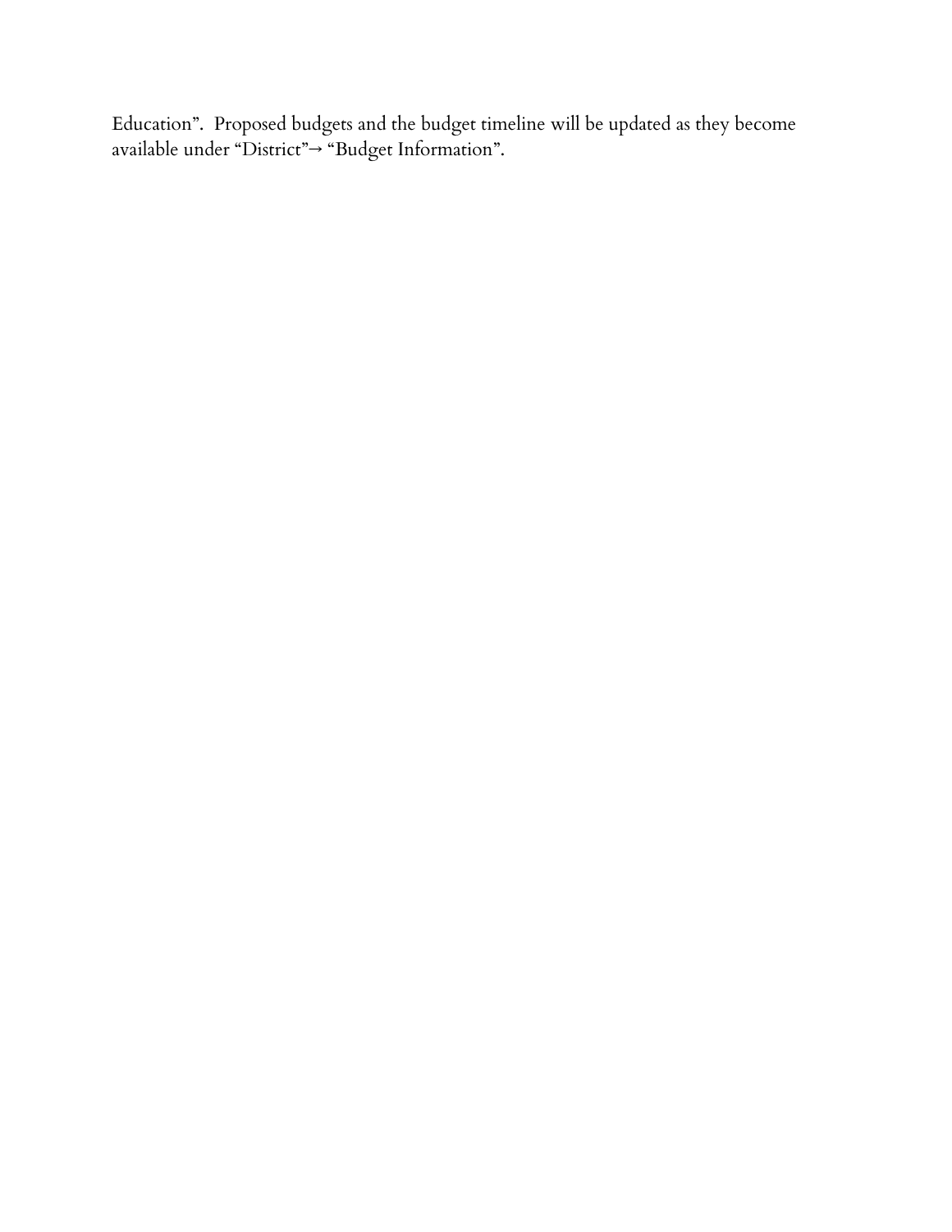Education". Proposed budgets and the budget timeline will be updated as they become available under "District"→ "Budget Information".